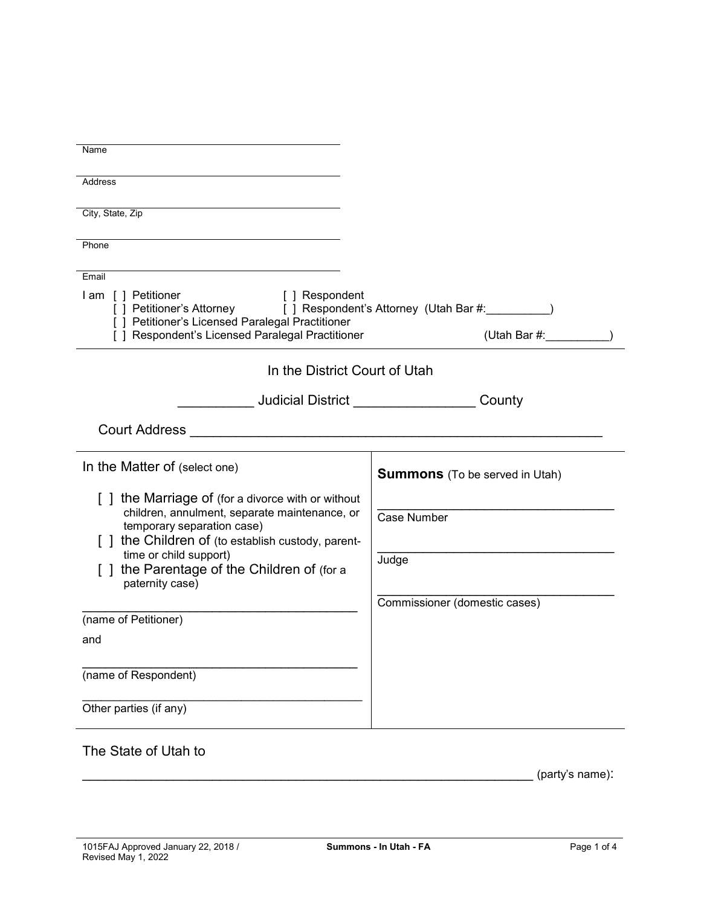Name

Address

City, State, Zip

Phone

Email

I am [ ] Petitioner [ ] Respondent
[ ] Petitioner's Attorney [ ] Respondent's Attorney (Utah Bar #:__________)
[ ] Petitioner's Licensed Paralegal Practitioner
[ ] Respondent's Licensed Paralegal Practitioner (Utah Bar #:__________)

---

In the District Court of Utah

__________ Judicial District ________________ County

Court Address ______________________________________________________

| In the Matter of (select one) | **Summons** (To be served in Utah) |
|---|---|
| [ ] the Marriage of (for a divorce with or without children, annulment, separate maintenance, or temporary separation case)<br>[ ] the Children of (to establish custody, parent-time or child support)<br>[ ] the Parentage of the Children of (for a paternity case) | ______________________________<br>Case Number<br><br>______________________________<br>Judge<br><br>______________________________<br>Commissioner (domestic cases) |
| ______________________________<br>(name of Petitioner)<br><br>and<br><br>______________________________<br>(name of Respondent)<br><br>______________________________<br>Other parties (if any) | |

The State of Utah to

______________________________________________________________ (party's name):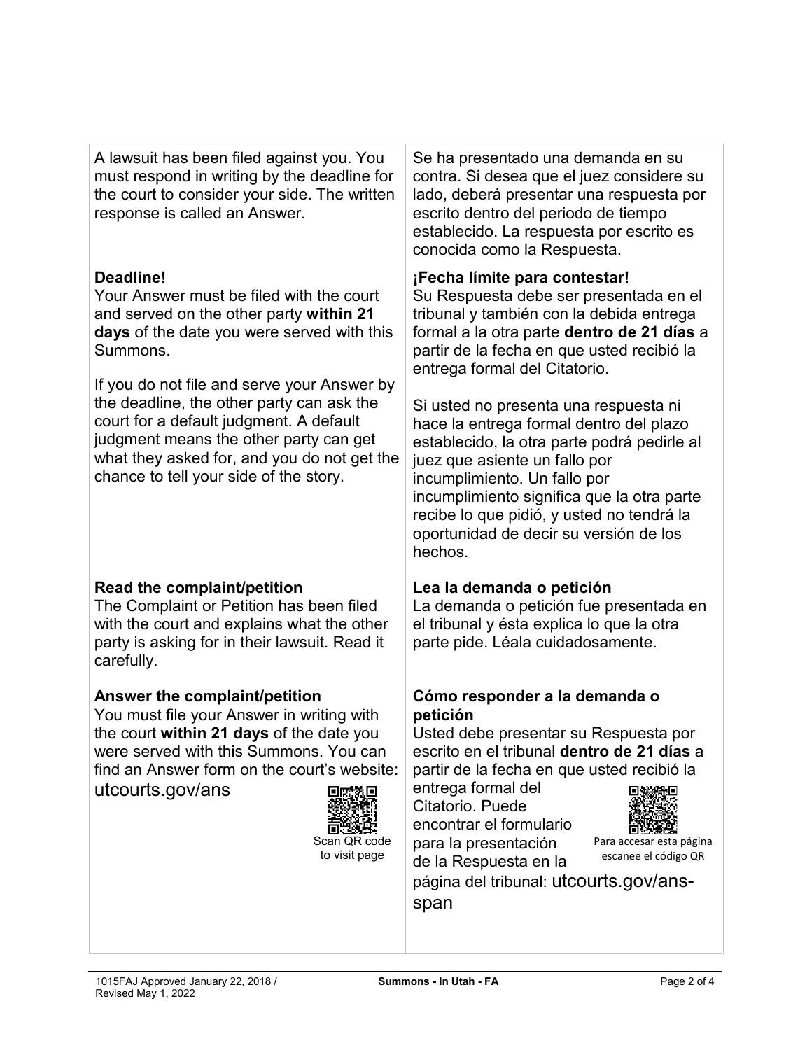A lawsuit has been filed against you. You must respond in writing by the deadline for the court to consider your side. The written response is called an Answer.

**Deadline!**
Your Answer must be filed with the court and served on the other party **within 21 days** of the date you were served with this Summons.

If you do not file and serve your Answer by the deadline, the other party can ask the court for a default judgment. A default judgment means the other party can get what they asked for, and you do not get the chance to tell your side of the story.

**Read the complaint/petition**
The Complaint or Petition has been filed with the court and explains what the other party is asking for in their lawsuit. Read it carefully.

**Answer the complaint/petition**
You must file your Answer in writing with the court **within 21 days** of the date you were served with this Summons. You can find an Answer form on the court's website: utcourts.gov/ans

Scan QR code to visit page

Se ha presentado una demanda en su contra. Si desea que el juez considere su lado, deberá presentar una respuesta por escrito dentro del periodo de tiempo establecido. La respuesta por escrito es conocida como la Respuesta.

**¡Fecha límite para contestar!**
Su Respuesta debe ser presentada en el tribunal y también con la debida entrega formal a la otra parte **dentro de 21 días** a partir de la fecha en que usted recibió la entrega formal del Citatorio.

Si usted no presenta una respuesta ni hace la entrega formal dentro del plazo establecido, la otra parte podrá pedirle al juez que asiente un fallo por incumplimiento. Un fallo por incumplimiento significa que la otra parte recibe lo que pidió, y usted no tendrá la oportunidad de decir su versión de los hechos.

**Lea la demanda o petición**
La demanda o petición fue presentada en el tribunal y ésta explica lo que la otra parte pide. Léala cuidadosamente.

**Cómo responder a la demanda o petición**
Usted debe presentar su Respuesta por escrito en el tribunal **dentro de 21 días** a partir de la fecha en que usted recibió la entrega formal del Citatorio. Puede encontrar el formulario para la presentación de la Respuesta en la página del tribunal: utcourts.gov/ans-span

Para accesar esta página escanee el código QR

1015FAJ Approved January 22, 2018 / Revised May 1, 2022 — Summons - In Utah - FA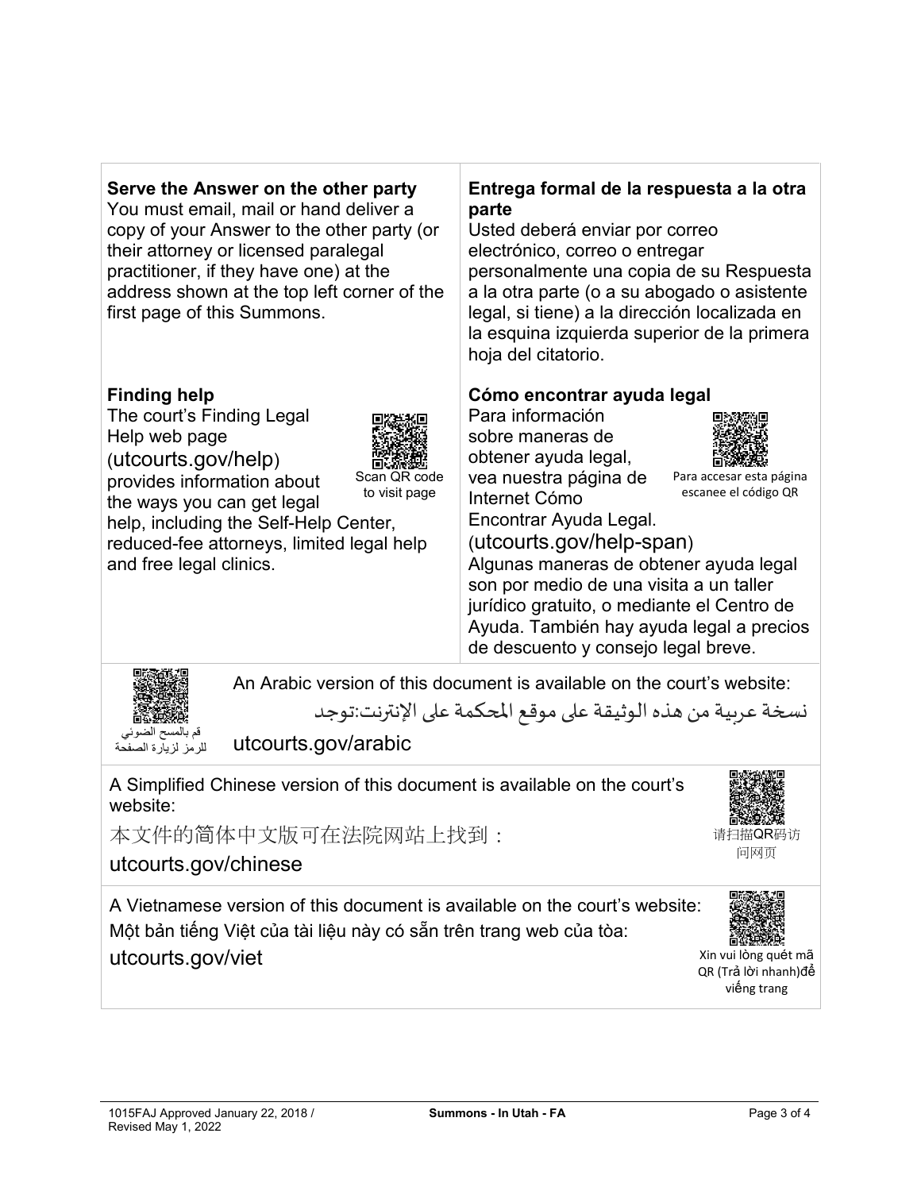**Serve the Answer on the other party**
You must email, mail or hand deliver a copy of your Answer to the other party (or their attorney or licensed paralegal practitioner, if they have one) at the address shown at the top left corner of the first page of this Summons.

**Entrega formal de la respuesta a la otra parte**
Usted deberá enviar por correo electrónico, correo o entregar personalmente una copia de su Respuesta a la otra parte (o a su abogado o asistente legal, si tiene) a la dirección localizada en la esquina izquierda superior de la primera hoja del citatorio.

**Finding help**
The court's Finding Legal Help web page (utcourts.gov/help) provides information about the ways you can get legal help, including the Self-Help Center, reduced-fee attorneys, limited legal help and free legal clinics.

Scan QR code to visit page

**Cómo encontrar ayuda legal**
Para información sobre maneras de obtener ayuda legal, vea nuestra página de Internet Cómo Encontrar Ayuda Legal. (utcourts.gov/help-span) Algunas maneras de obtener ayuda legal son por medio de una visita a un taller jurídico gratuito, o mediante el Centro de Ayuda. También hay ayuda legal a precios de descuento y consejo legal breve.

Para accesar esta página escanee el código QR

An Arabic version of this document is available on the court's website:
نسخة عربية من هذه الوثيقة على موقع المحكمة على الإنترنت:توجد
utcourts.gov/arabic

قم بالمسح الضوئي للرمز لزيارة الصفحة

A Simplified Chinese version of this document is available on the court's website:
本文件的简体中文版可在法院网站上找到：
utcourts.gov/chinese

请扫描QR码访问网页

A Vietnamese version of this document is available on the court's website:
Một bản tiếng Việt của tài liệu này có sẵn trên trang web của tòa:
utcourts.gov/viet

Xin vui lòng quét mã QR (Trả lời nhanh)để viếng trang

1015FAJ Approved January 22, 2018 / Revised May 1, 2022 — Summons - In Utah - FA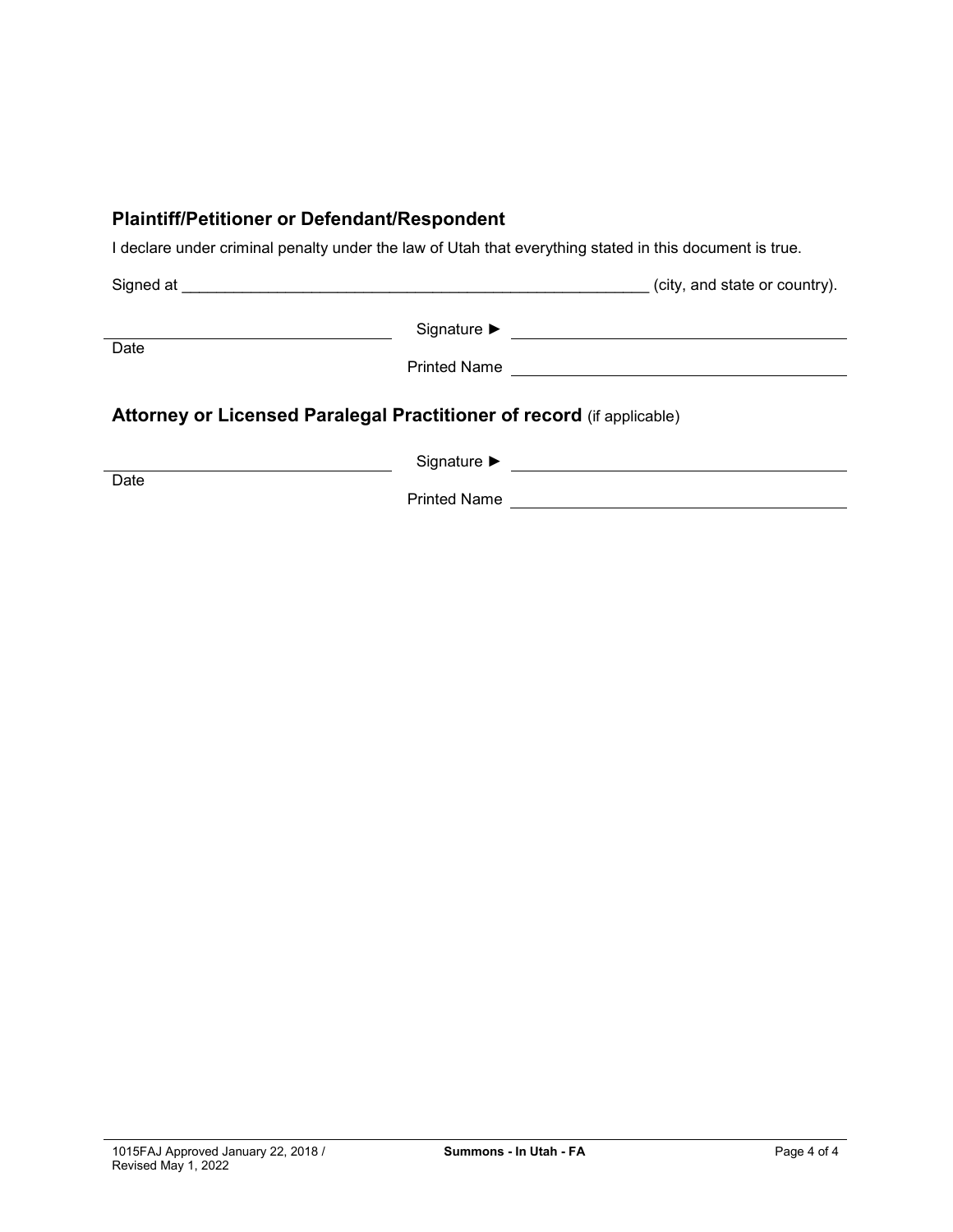## Plaintiff/Petitioner or Defendant/Respondent

I declare under criminal penalty under the law of Utah that everything stated in this document is true.

Signed at \_\_\_\_\_\_\_\_\_\_\_\_\_\_\_\_\_\_\_\_\_\_\_\_\_\_\_\_\_\_\_\_\_\_\_\_\_\_\_\_\_\_\_\_\_\_\_\_\_\_\_\_\_\_\_\_ (city, and state or country).

\_\_\_\_\_\_\_\_\_\_\_\_\_\_\_\_\_\_\_\_\_\_\_\_\_\_\_\_\_\_\_\_\_\_\_\_ Signature ► \_\_\_\_\_\_\_\_\_\_\_\_\_\_\_\_\_\_\_\_\_\_\_\_\_\_\_\_\_\_\_\_\_\_\_\_\_\_\_\_\_\_\_\_

Date

Printed Name \_\_\_\_\_\_\_\_\_\_\_\_\_\_\_\_\_\_\_\_\_\_\_\_\_\_\_\_\_\_\_\_\_\_\_\_\_\_\_\_\_\_\_\_

## Attorney or Licensed Paralegal Practitioner of record (if applicable)

\_\_\_\_\_\_\_\_\_\_\_\_\_\_\_\_\_\_\_\_\_\_\_\_\_\_\_\_\_\_\_\_\_\_\_\_ Signature ► \_\_\_\_\_\_\_\_\_\_\_\_\_\_\_\_\_\_\_\_\_\_\_\_\_\_\_\_\_\_\_\_\_\_\_\_\_\_\_\_\_\_\_\_

Date

Printed Name \_\_\_\_\_\_\_\_\_\_\_\_\_\_\_\_\_\_\_\_\_\_\_\_\_\_\_\_\_\_\_\_\_\_\_\_\_\_\_\_\_\_\_\_